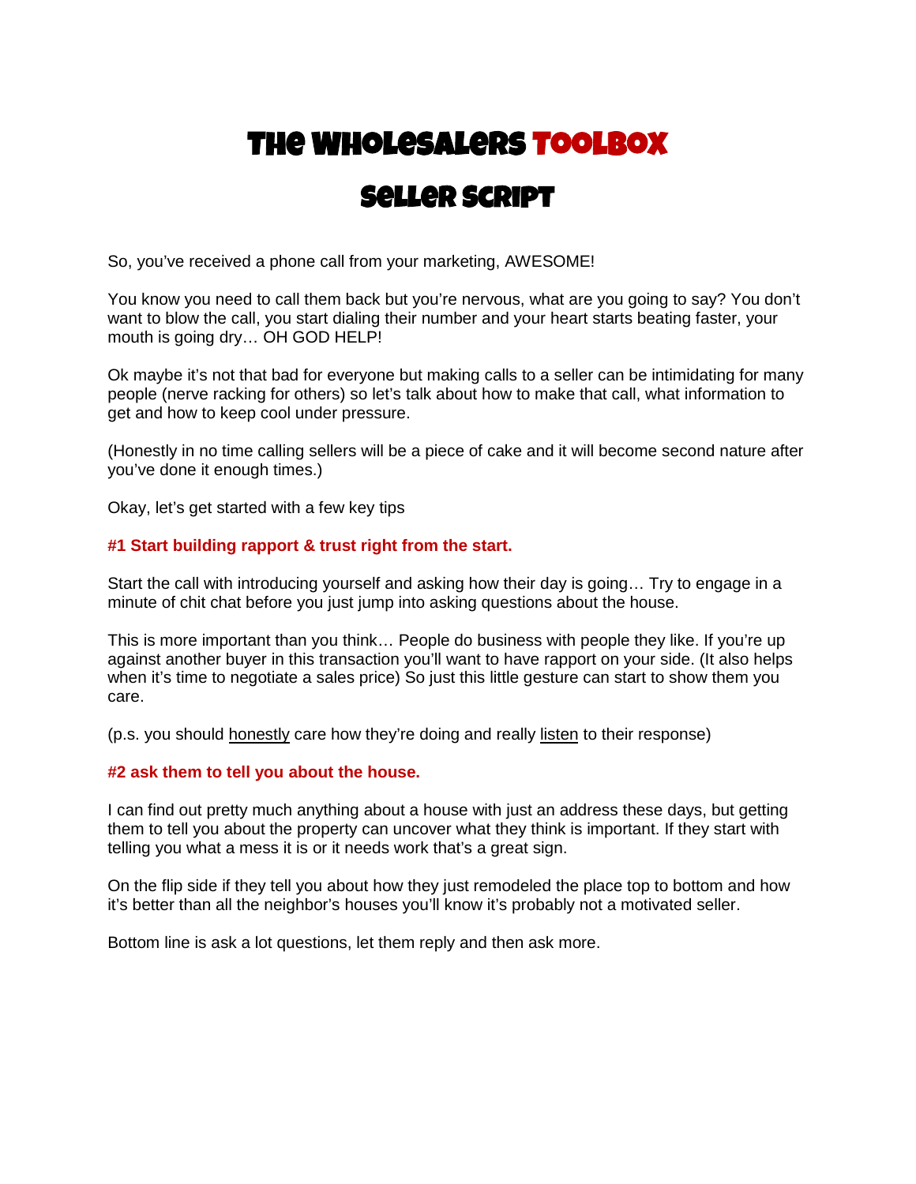# The Wholesalers Toolbox

## Seller Script

So, you've received a phone call from your marketing, AWESOME!

You know you need to call them back but you're nervous, what are you going to say? You don't want to blow the call, you start dialing their number and your heart starts beating faster, your mouth is going dry… OH GOD HELP!

Ok maybe it's not that bad for everyone but making calls to a seller can be intimidating for many people (nerve racking for others) so let's talk about how to make that call, what information to get and how to keep cool under pressure.

(Honestly in no time calling sellers will be a piece of cake and it will become second nature after you've done it enough times.)

Okay, let's get started with a few key tips

**#1 Start building rapport & trust right from the start.**

Start the call with introducing yourself and asking how their day is going… Try to engage in a minute of chit chat before you just jump into asking questions about the house.

This is more important than you think… People do business with people they like. If you're up against another buyer in this transaction you'll want to have rapport on your side. (It also helps when it's time to negotiate a sales price) So just this little gesture can start to show them you care.

(p.s. you should <u>honestly</u> care how they're doing and really <u>listen</u> to their response)

**#2 ask them to tell you about the house.**

I can find out pretty much anything about a house with just an address these days, but getting them to tell you about the property can uncover what they think is important. If they start with telling you what a mess it is or it needs work that's a great sign.

On the flip side if they tell you about how they just remodeled the place top to bottom and how it's better than all the neighbor's houses you'll know it's probably not a motivated seller.

Bottom line is ask a lot questions, let them reply and then ask more.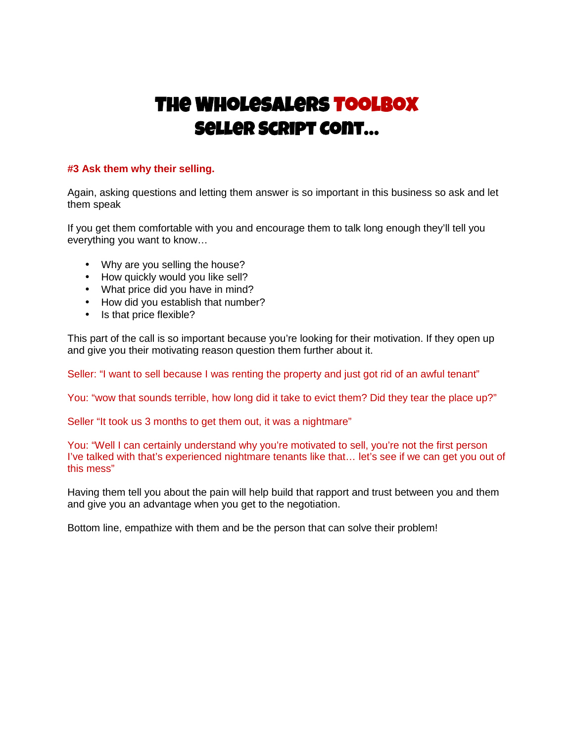# The Wholesalers TOOLBOX
## Seller Script Cont…

**#3 Ask them why their selling.**

Again, asking questions and letting them answer is so important in this business so ask and let them speak

If you get them comfortable with you and encourage them to talk long enough they'll tell you everything you want to know…

- Why are you selling the house?
- How quickly would you like sell?
- What price did you have in mind?
- How did you establish that number?
- Is that price flexible?

This part of the call is so important because you're looking for their motivation. If they open up and give you their motivating reason question them further about it.

Seller: "I want to sell because I was renting the property and just got rid of an awful tenant"

You: "wow that sounds terrible, how long did it take to evict them? Did they tear the place up?"

Seller "It took us 3 months to get them out, it was a nightmare"

You: "Well I can certainly understand why you're motivated to sell, you're not the first person I've talked with that's experienced nightmare tenants like that… let's see if we can get you out of this mess"

Having them tell you about the pain will help build that rapport and trust between you and them and give you an advantage when you get to the negotiation.

Bottom line, empathize with them and be the person that can solve their problem!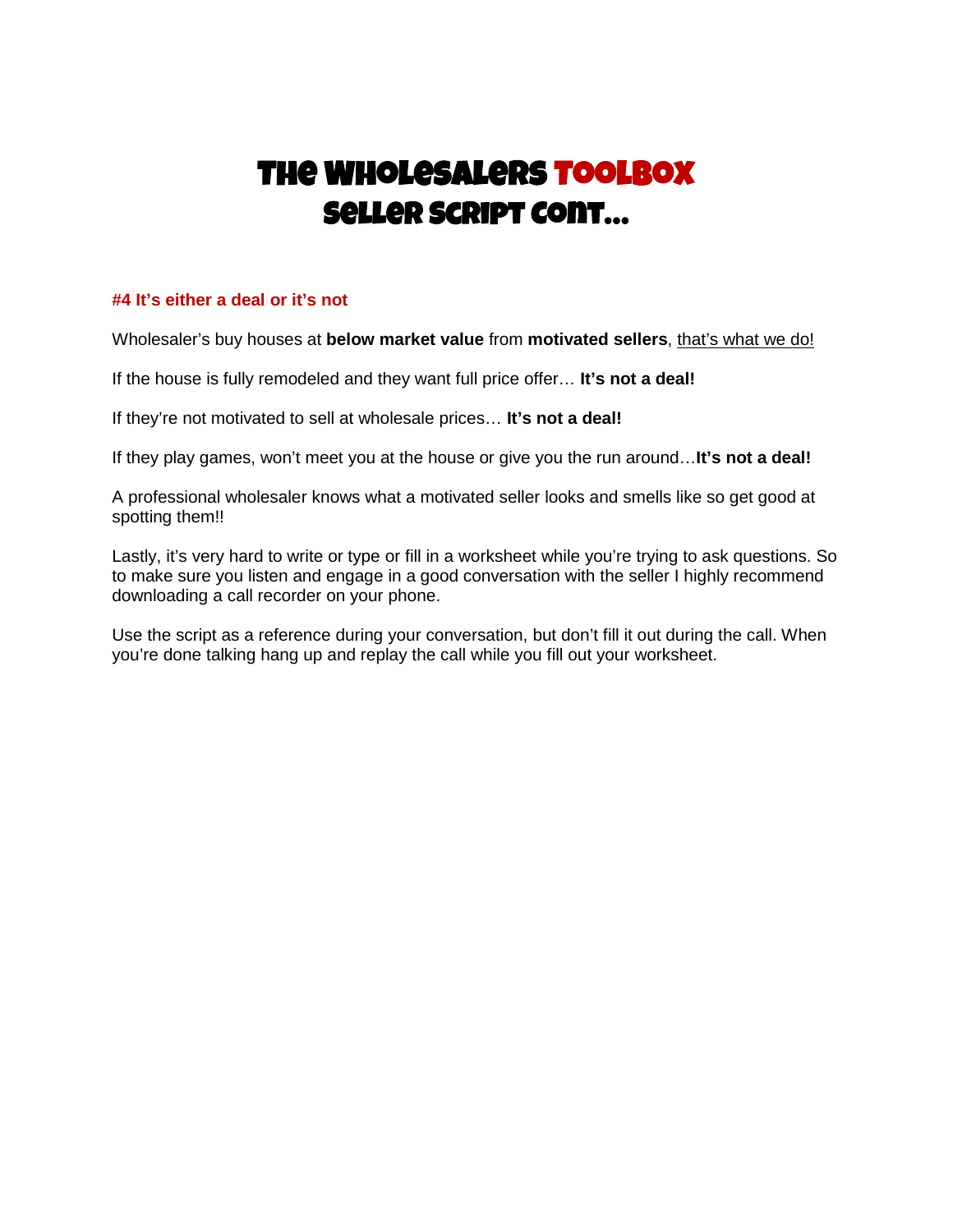# The Wholesalers Toolbox
## Seller Script Cont…

### #4 It's either a deal or it's not

Wholesaler's buy houses at **below market value** from **motivated sellers**, that's what we do!

If the house is fully remodeled and they want full price offer… **It's not a deal!**

If they're not motivated to sell at wholesale prices… **It's not a deal!**

If they play games, won't meet you at the house or give you the run around…**It's not a deal!**

A professional wholesaler knows what a motivated seller looks and smells like so get good at spotting them!!

Lastly, it's very hard to write or type or fill in a worksheet while you're trying to ask questions. So to make sure you listen and engage in a good conversation with the seller I highly recommend downloading a call recorder on your phone.

Use the script as a reference during your conversation, but don't fill it out during the call. When you're done talking hang up and replay the call while you fill out your worksheet.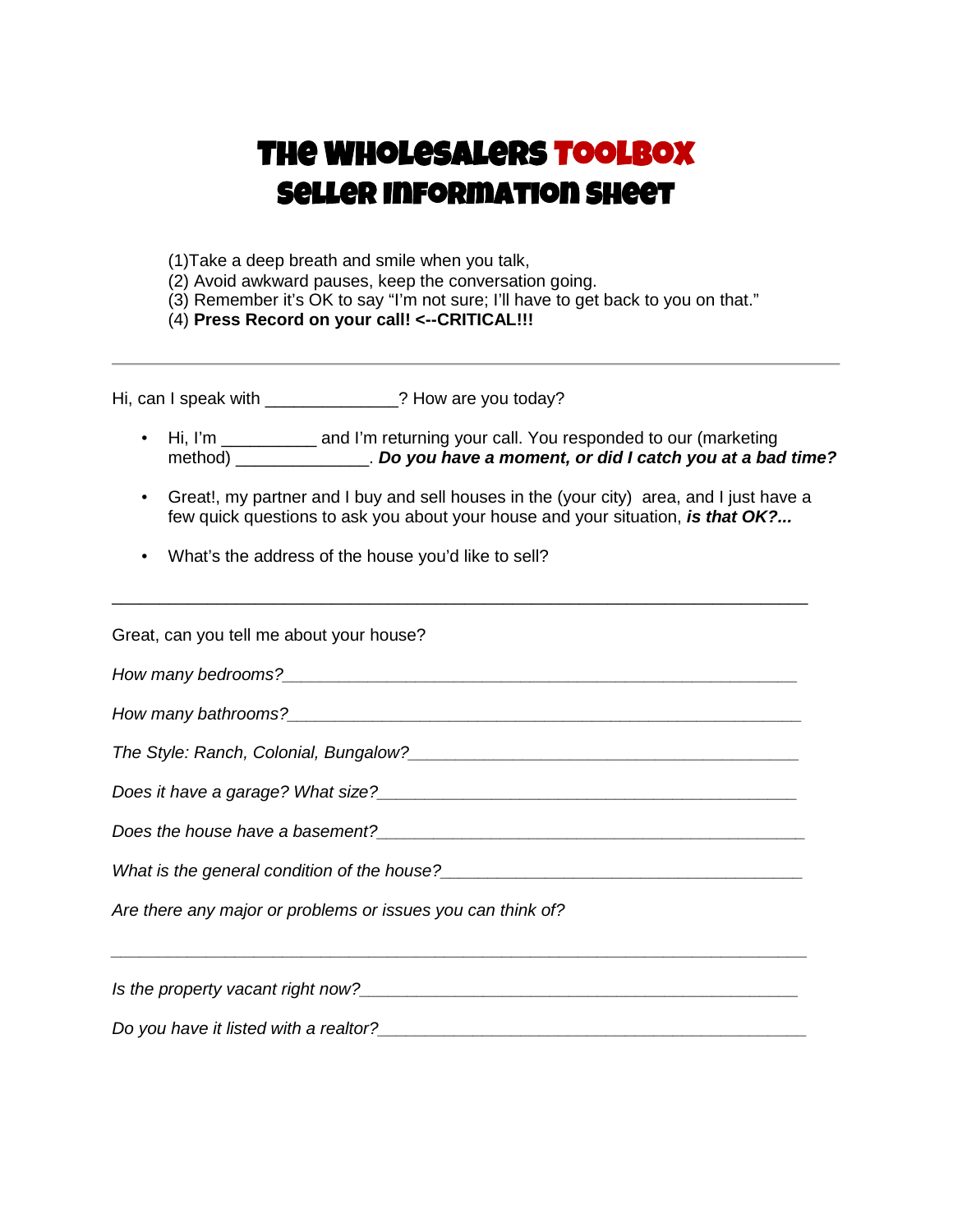# The Wholesalers Toolbox
# Seller Information Sheet

(1)Take a deep breath and smile when you talk,
(2) Avoid awkward pauses, keep the conversation going.
(3) Remember it's OK to say "I'm not sure; I'll have to get back to you on that."
(4) **Press Record on your call! <--CRITICAL!!!**

---

Hi, can I speak with ______________? How are you today?

- Hi, I'm __________ and I'm returning your call. You responded to our (marketing method) ______________. ***Do you have a moment, or did I catch you at a bad time?***
- Great!, my partner and I buy and sell houses in the (your city) area, and I just have a few quick questions to ask you about your house and your situation, ***is that OK?...***
- What's the address of the house you'd like to sell?

_____________________________________________________________________________

Great, can you tell me about your house?

*How many bedrooms?*_______________________________________________________

*How many bathrooms?*______________________________________________________

*The Style: Ranch, Colonial, Bungalow?*_______________________________________

*Does it have a garage? What size?*__________________________________________

*Does the house have a basement?*___________________________________________

*What is the general condition of the house?*__________________________________

*Are there any major or problems or issues you can think of?*

_____________________________________________________________________________

*Is the property vacant right now?*___________________________________________

*Do you have it listed with a realtor?*_________________________________________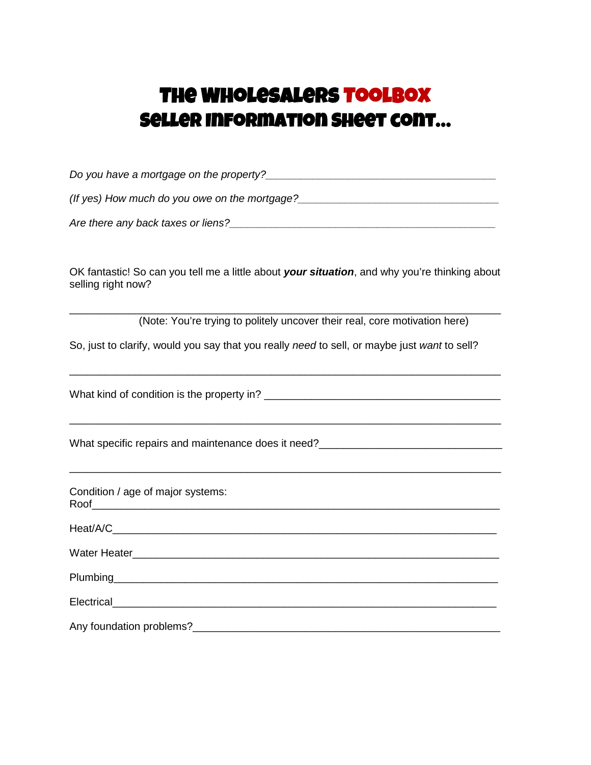# The Wholesalers Toolbox
## Seller Information Sheet Cont…

*Do you have a mortgage on the property?*________________________________________

*(If yes) How much do you owe on the mortgage?*__________________________________

*Are there any back taxes or liens?*______________________________________________

OK fantastic! So can you tell me a little about ***your situation***, and why you're thinking about selling right now?

___________________________________________________________________________

(Note: You're trying to politely uncover their real, core motivation here)

So, just to clarify, would you say that you really *need* to sell, or maybe just *want* to sell?

___________________________________________________________________________

What kind of condition is the property in? ________________________________________

___________________________________________________________________________

What specific repairs and maintenance does it need?_______________________________

___________________________________________________________________________

Condition / age of major systems:

Roof_______________________________________________________________________

Heat/A/C____________________________________________________________________

Water Heater________________________________________________________________

Plumbing___________________________________________________________________

Electrical___________________________________________________________________

Any foundation problems?_____________________________________________________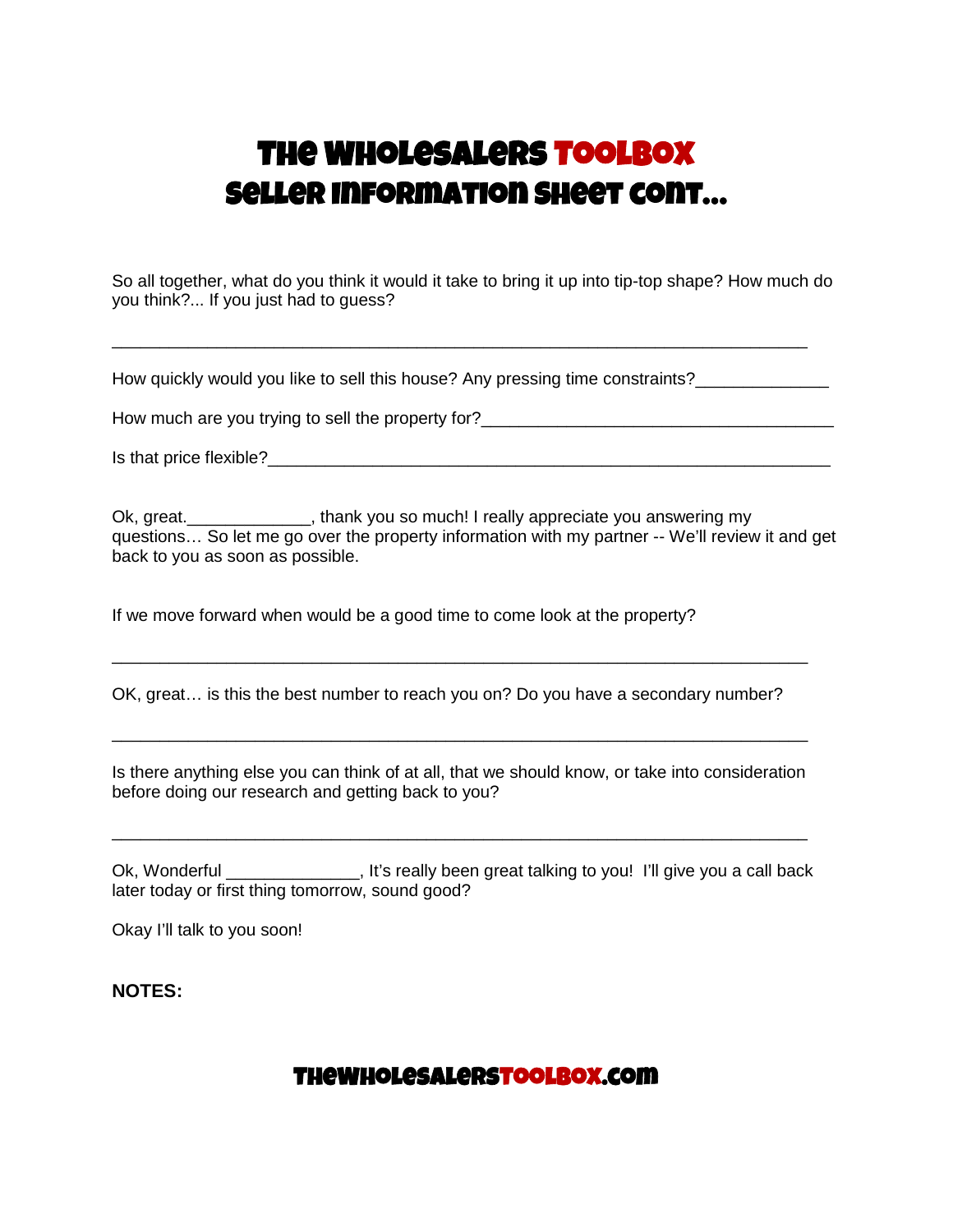# The Wholesalers Toolbox
# Seller Information Sheet Cont...

So all together, what do you think it would it take to bring it up into tip-top shape? How much do you think?... If you just had to guess?

___________________________________________________________________________

How quickly would you like to sell this house? Any pressing time constraints?______________

How much are you trying to sell the property for?______________________________________

Is that price flexible?_____________________________________________________________

Ok, great._____________, thank you so much! I really appreciate you answering my questions… So let me go over the property information with my partner -- We'll review it and get back to you as soon as possible.

If we move forward when would be a good time to come look at the property?

___________________________________________________________________________

OK, great… is this the best number to reach you on? Do you have a secondary number?

___________________________________________________________________________

Is there anything else you can think of at all, that we should know, or take into consideration before doing our research and getting back to you?

___________________________________________________________________________

Ok, Wonderful ______________, It's really been great talking to you! I'll give you a call back later today or first thing tomorrow, sound good?

Okay I'll talk to you soon!

**NOTES:**

TheWholesalersToolbox.com